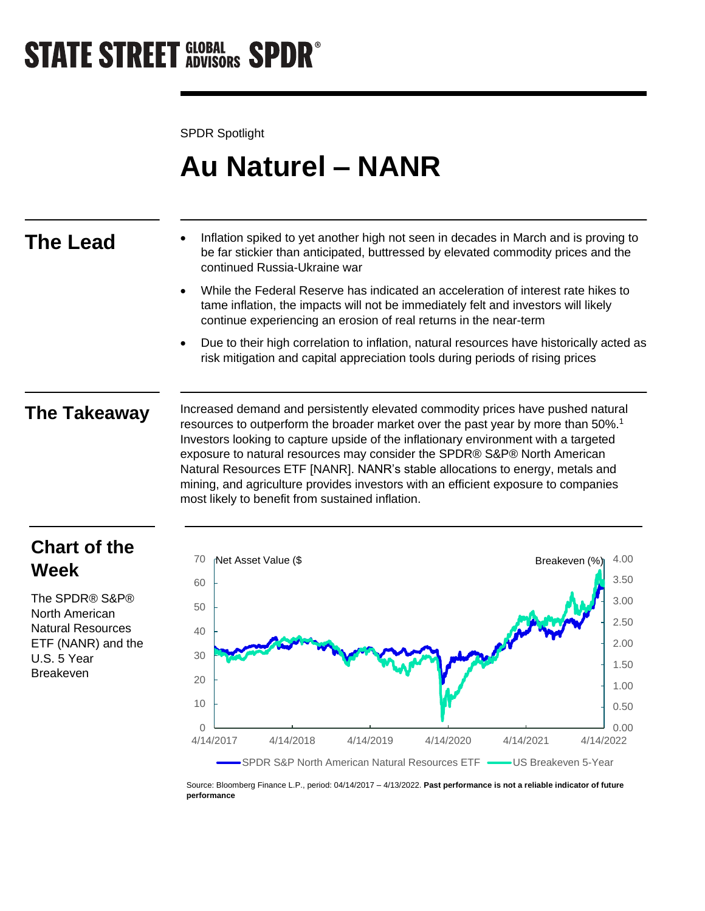STATE STREET GLOBAL ADVISORS SPDR®

SPDR Spotlight

# Au Naturel – NANR

## The Lead

- Inflation spiked to yet another high not seen in decades in March and is proving to be far stickier than anticipated, buttressed by elevated commodity prices and the continued Russia-Ukraine war
- While the Federal Reserve has indicated an acceleration of interest rate hikes to tame inflation, the impacts will not be immediately felt and investors will likely continue experiencing an erosion of real returns in the near-term
- Due to their high correlation to inflation, natural resources have historically acted as risk mitigation and capital appreciation tools during periods of rising prices

## The Takeaway

Increased demand and persistently elevated commodity prices have pushed natural resources to outperform the broader market over the past year by more than 50%.[1] Investors looking to capture upside of the inflationary environment with a targeted exposure to natural resources may consider the SPDR® S&P® North American Natural Resources ETF [NANR]. NANR's stable allocations to energy, metals and mining, and agriculture provides investors with an efficient exposure to companies most likely to benefit from sustained inflation.

## Chart of the Week

The SPDR® S&P® North American Natural Resources ETF (NANR) and the U.S. 5 Year Breakeven

Net Asset Value ($) — Breakeven (%)

SPDR S&P North American Natural Resources ETF — US Breakeven 5-Year

Source: Bloomberg Finance L.P., period: 04/14/2017 – 4/13/2022. **Past performance is not a reliable indicator of future performance**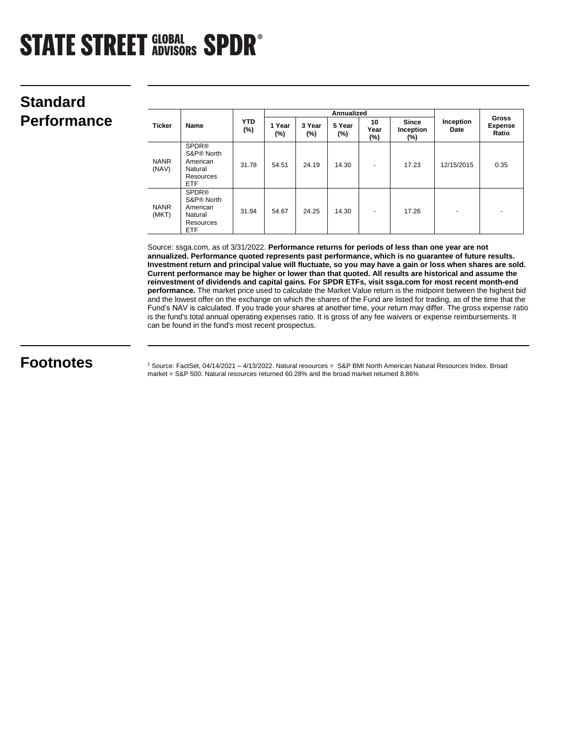## Standard Performance

| Ticker | Name | YTD (%) | Annualized | | | | | Inception Date | Gross Expense Ratio |
|---|---|---|---|---|---|---|---|---|---|
| | | | 1 Year (%) | 3 Year (%) | 5 Year (%) | 10 Year (%) | Since Inception (%) | | |
| NANR (NAV) | SPDR® S&P® North American Natural Resources ETF | 31.78 | 54.51 | 24.19 | 14.30 | - | 17.23 | 12/15/2015 | 0.35 |
| NANR (MKT) | SPDR® S&P® North American Natural Resources ETF | 31.94 | 54.67 | 24.25 | 14.30 | - | 17.26 | - | - |

Source: ssga.com, as of 3/31/2022. **Performance returns for periods of less than one year are not annualized. Performance quoted represents past performance, which is no guarantee of future results. Investment return and principal value will fluctuate, so you may have a gain or loss when shares are sold. Current performance may be higher or lower than that quoted. All results are historical and assume the reinvestment of dividends and capital gains. For SPDR ETFs, visit ssga.com for most recent month-end performance.** The market price used to calculate the Market Value return is the midpoint between the highest bid and the lowest offer on the exchange on which the shares of the Fund are listed for trading, as of the time that the Fund's NAV is calculated. If you trade your shares at another time, your return may differ. The gross expense ratio is the fund's total annual operating expenses ratio. It is gross of any fee waivers or expense reimbursements. It can be found in the fund's most recent prospectus.

## Footnotes

[1] Source: FactSet, 04/14/2021 – 4/13/2022. Natural resources = S&P BMI North American Natural Resources Index. Broad market = S&P 500. Natural resources returned 60.28% and the broad market returned 8.86%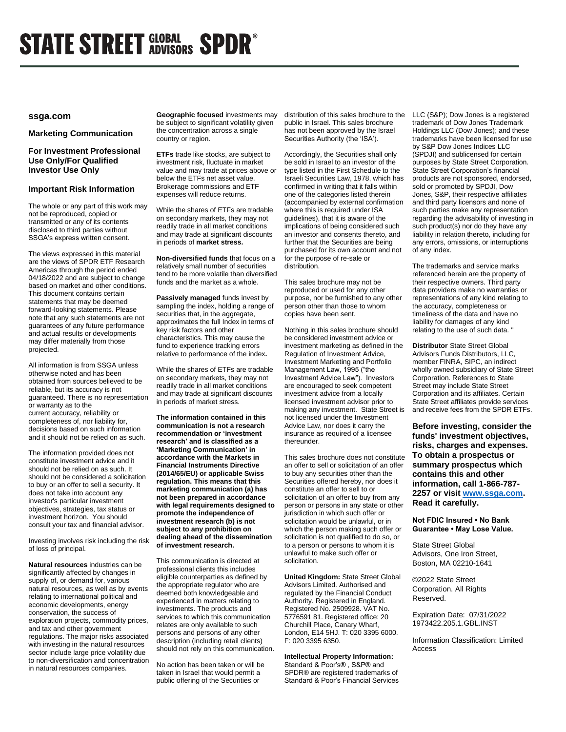# STATE STREET GLOBAL ADVISORS SPDR®

**ssga.com**

**Marketing Communication**

**For Investment Professional Use Only/For Qualified Investor Use Only**

**Important Risk Information**

The whole or any part of this work may not be reproduced, copied or transmitted or any of its contents disclosed to third parties without SSGA's express written consent.

The views expressed in this material are the views of SPDR ETF Research Americas through the period ended 04/18/2022 and are subject to change based on market and other conditions. This document contains certain statements that may be deemed forward-looking statements. Please note that any such statements are not guarantees of any future performance and actual results or developments may differ materially from those projected.

All information is from SSGA unless otherwise noted and has been obtained from sources believed to be reliable, but its accuracy is not guaranteed. There is no representation or warranty as to the current accuracy, reliability or completeness of, nor liability for, decisions based on such information and it should not be relied on as such.

The information provided does not constitute investment advice and it should not be relied on as such. It should not be considered a solicitation to buy or an offer to sell a security. It does not take into account any investor's particular investment objectives, strategies, tax status or investment horizon. You should consult your tax and financial advisor.

Investing involves risk including the risk of loss of principal.

**Natural resources** industries can be significantly affected by changes in supply of, or demand for, various natural resources, as well as by events relating to international political and economic developments, energy conservation, the success of exploration projects, commodity prices, and tax and other government regulations. The major risks associated with investing in the natural resources sector include large price volatility due to non-diversification and concentration in natural resources companies.

**Geographic focused** investments may be subject to significant volatility given the concentration across a single country or region.

**ETFs** trade like stocks, are subject to investment risk, fluctuate in market value and may trade at prices above or below the ETFs net asset value. Brokerage commissions and ETF expenses will reduce returns.

While the shares of ETFs are tradable on secondary markets, they may not readily trade in all market conditions and may trade at significant discounts in periods of **market stress.**

**Non-diversified funds** that focus on a relatively small number of securities tend to be more volatile than diversified funds and the market as a whole.

**Passively managed** funds invest by sampling the index, holding a range of securities that, in the aggregate, approximates the full Index in terms of key risk factors and other characteristics. This may cause the fund to experience tracking errors relative to performance of the index**.**

While the shares of ETFs are tradable on secondary markets, they may not readily trade in all market conditions and may trade at significant discounts in periods of market stress.

**The information contained in this communication is not a research recommendation or 'investment research' and is classified as a 'Marketing Communication' in accordance with the Markets in Financial Instruments Directive (2014/65/EU) or applicable Swiss regulation. This means that this marketing communication (a) has not been prepared in accordance with legal requirements designed to promote the independence of investment research (b) is not subject to any prohibition on dealing ahead of the dissemination of investment research.**

This communication is directed at professional clients this includes eligible counterparties as defined by the appropriate regulator who are deemed both knowledgeable and experienced in matters relating to investments. The products and services to which this communication relates are only available to such persons and persons of any other description (including retail clients) should not rely on this communication.

No action has been taken or will be taken in Israel that would permit a public offering of the Securities or distribution of this sales brochure to the public in Israel. This sales brochure has not been approved by the Israel Securities Authority (the 'ISA').

Accordingly, the Securities shall only be sold in Israel to an investor of the type listed in the First Schedule to the Israeli Securities Law, 1978, which has confirmed in writing that it falls within one of the categories listed therein (accompanied by external confirmation where this is required under ISA guidelines), that it is aware of the implications of being considered such an investor and consents thereto, and further that the Securities are being purchased for its own account and not for the purpose of re-sale or distribution.

This sales brochure may not be reproduced or used for any other purpose, nor be furnished to any other person other than those to whom copies have been sent.

Nothing in this sales brochure should be considered investment advice or investment marketing as defined in the Regulation of Investment Advice, Investment Marketing and Portfolio Management Law, 1995 ("the Investment Advice Law"). Investors are encouraged to seek competent investment advice from a locally licensed investment advisor prior to making any investment. State Street is not licensed under the Investment Advice Law, nor does it carry the insurance as required of a licensee thereunder.

This sales brochure does not constitute an offer to sell or solicitation of an offer to buy any securities other than the Securities offered hereby, nor does it constitute an offer to sell to or solicitation of an offer to buy from any person or persons in any state or other jurisdiction in which such offer or solicitation would be unlawful, or in which the person making such offer or solicitation is not qualified to do so, or to a person or persons to whom it is unlawful to make such offer or solicitation.

**United Kingdom:** State Street Global Advisors Limited. Authorised and regulated by the Financial Conduct Authority. Registered in England. Registered No. 2509928. VAT No. 5776591 81. Registered office: 20 Churchill Place, Canary Wharf, London, E14 5HJ. T: 020 3395 6000. F: 020 3395 6350.

**Intellectual Property Information:** Standard & Poor's® , S&P® and SPDR® are registered trademarks of Standard & Poor's Financial Services LLC (S&P); Dow Jones is a registered trademark of Dow Jones Trademark Holdings LLC (Dow Jones); and these trademarks have been licensed for use by S&P Dow Jones Indices LLC (SPDJI) and sublicensed for certain purposes by State Street Corporation. State Street Corporation's financial products are not sponsored, endorsed, sold or promoted by SPDJI, Dow Jones, S&P, their respective affiliates and third party licensors and none of such parties make any representation regarding the advisability of investing in such product(s) nor do they have any liability in relation thereto, including for any errors, omissions, or interruptions of any index.

The trademarks and service marks referenced herein are the property of their respective owners. Third party data providers make no warranties or representations of any kind relating to the accuracy, completeness or timeliness of the data and have no liability for damages of any kind relating to the use of such data. "

**Distributor** State Street Global Advisors Funds Distributors, LLC, member FINRA, SIPC, an indirect wholly owned subsidiary of State Street Corporation. References to State Street may include State Street Corporation and its affiliates. Certain State Street affiliates provide services and receive fees from the SPDR ETFs.

**Before investing, consider the funds' investment objectives, risks, charges and expenses. To obtain a prospectus or summary prospectus which contains this and other information, call 1-866-787-2257 or visit www.ssga.com. Read it carefully.**

**Not FDIC Insured • No Bank Guarantee • May Lose Value.**

State Street Global Advisors, One Iron Street, Boston, MA 02210-1641

©2022 State Street Corporation. All Rights Reserved.

Expiration Date: 07/31/2022
1973422.205.1.GBL.INST

Information Classification: Limited Access